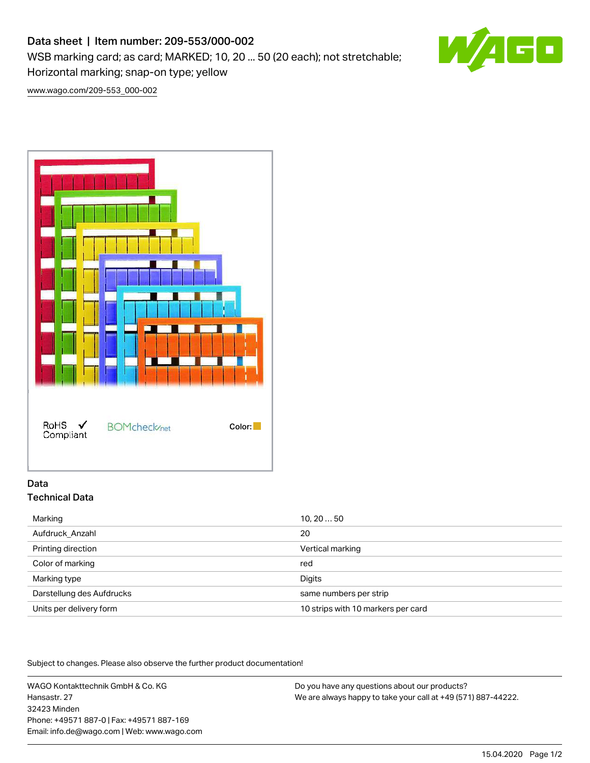# Data sheet | Item number: 209-553/000-002

WSB marking card; as card; MARKED; 10, 20 ... 50 (20 each); not stretchable; Horizontal marking; snap-on type; yellow

www.wago.com/209-553_000-002

RoHS ✓ Compliant

BOMcheck.net

Color:

## Data

### Technical Data

| | |
|---|---|
| Marking | 10, 20 ... 50 |
| Aufdruck_Anzahl | 20 |
| Printing direction | Vertical marking |
| Color of marking | red |
| Marking type | Digits |
| Darstellung des Aufdrucks | same numbers per strip |
| Units per delivery form | 10 strips with 10 markers per card |

Subject to changes. Please also observe the further product documentation!

WAGO Kontakttechnik GmbH & Co. KG
Hansastr. 27
32423 Minden
Phone: +49571 887-0 | Fax: +49571 887-169
Email: info.de@wago.com | Web: www.wago.com

Do you have any questions about our products?
We are always happy to take your call at +49 (571) 887-44222.

15.04.2020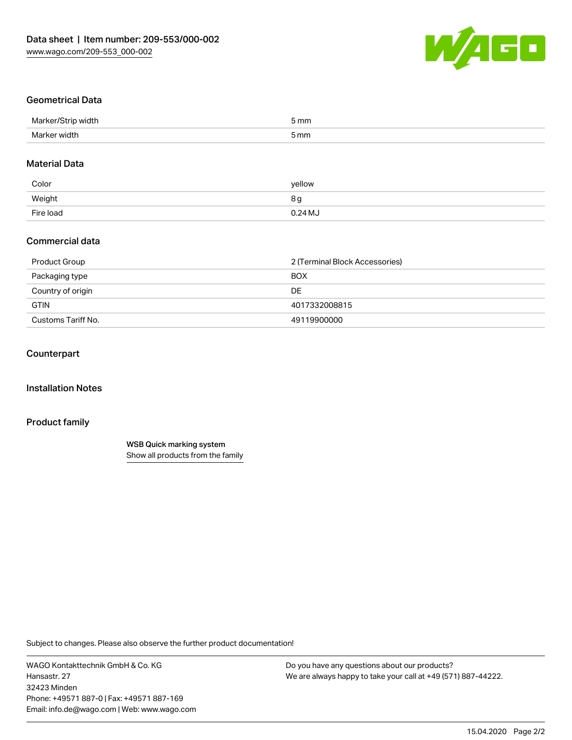## Geometrical Data

| | |
|---|---|
| Marker/Strip width | 5 mm |
| Marker width | 5 mm |

## Material Data

| | |
|---|---|
| Color | yellow |
| Weight | 8 g |
| Fire load | 0.24 MJ |

## Commercial data

| | |
|---|---|
| Product Group | 2 (Terminal Block Accessories) |
| Packaging type | BOX |
| Country of origin | DE |
| GTIN | 4017332008815 |
| Customs Tariff No. | 49119900000 |

## Counterpart

## Installation Notes

## Product family

WSB Quick marking system
Show all products from the family

Subject to changes. Please also observe the further product documentation!

WAGO Kontakttechnik GmbH & Co. KG
Hansastr. 27
32423 Minden
Phone: +49571 887-0 | Fax: +49571 887-169
Email: info.de@wago.com | Web: www.wago.com

Do you have any questions about our products?
We are always happy to take your call at +49 (571) 887-44222.

15.04.2020